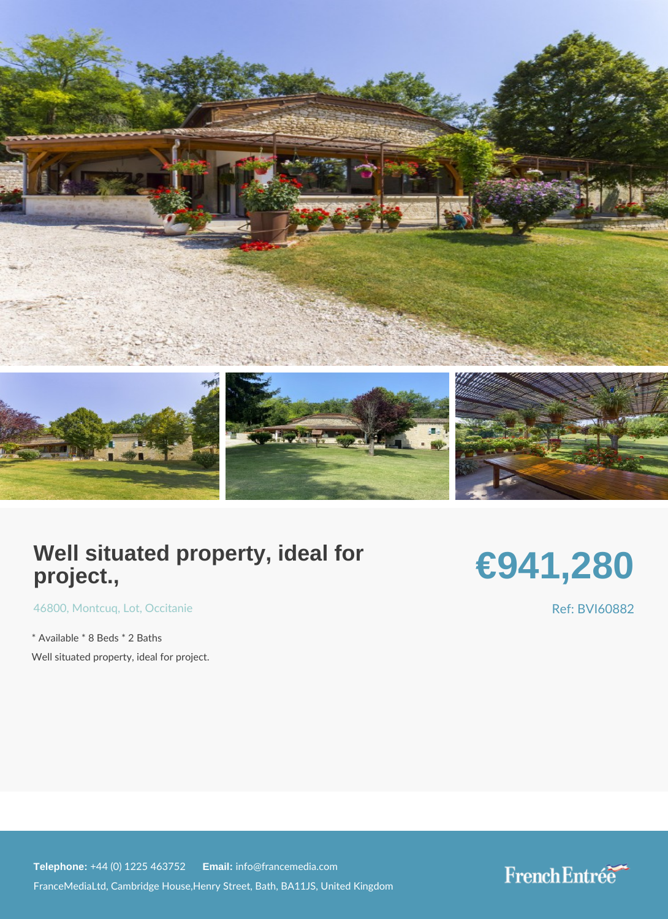# Well situated property, ideal for project.,

**€941,280**

46800, Montcuq, Lot, Occitanie

Ref: BVI60882

* Available * 8 Beds * 2 Baths

Well situated property, ideal for project.

**Telephone:** +44 (0) 1225 463752 **Email:** info@francemedia.com

FranceMediaLtd, Cambridge House,Henry Street, Bath, BA11JS, United Kingdom

FrenchEntrée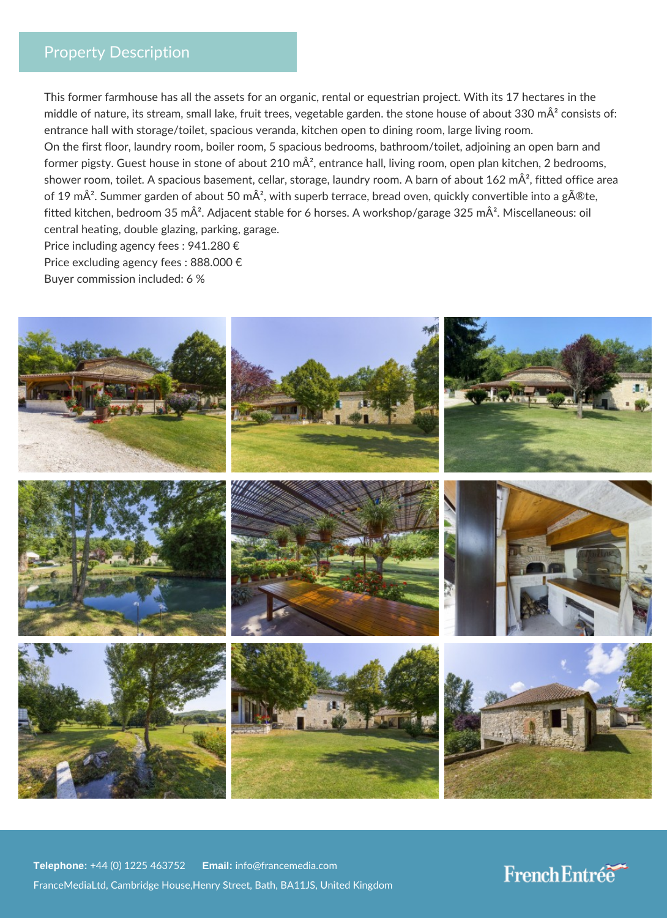## Property Description

This former farmhouse has all the assets for an organic, rental or equestrian project. With its 17 hectares in the middle of nature, its stream, small lake, fruit trees, vegetable garden. the stone house of about 330 mÂ² consists of: entrance hall with storage/toilet, spacious veranda, kitchen open to dining room, large living room.
On the first floor, laundry room, boiler room, 5 spacious bedrooms, bathroom/toilet, adjoining an open barn and former pigsty. Guest house in stone of about 210 mÂ², entrance hall, living room, open plan kitchen, 2 bedrooms, shower room, toilet. A spacious basement, cellar, storage, laundry room. A barn of about 162 mÂ², fitted office area of 19 mÂ². Summer garden of about 50 mÂ², with superb terrace, bread oven, quickly convertible into a gÃ®te, fitted kitchen, bedroom 35 mÂ². Adjacent stable for 6 horses. A workshop/garage 325 mÂ². Miscellaneous: oil central heating, double glazing, parking, garage.
Price including agency fees : 941.280 €
Price excluding agency fees : 888.000 €
Buyer commission included: 6 %

**Telephone:** +44 (0) 1225 463752 **Email:** info@francemedia.com
FranceMediaLtd, Cambridge House,Henry Street, Bath, BA11JS, United Kingdom

FrenchEntrée